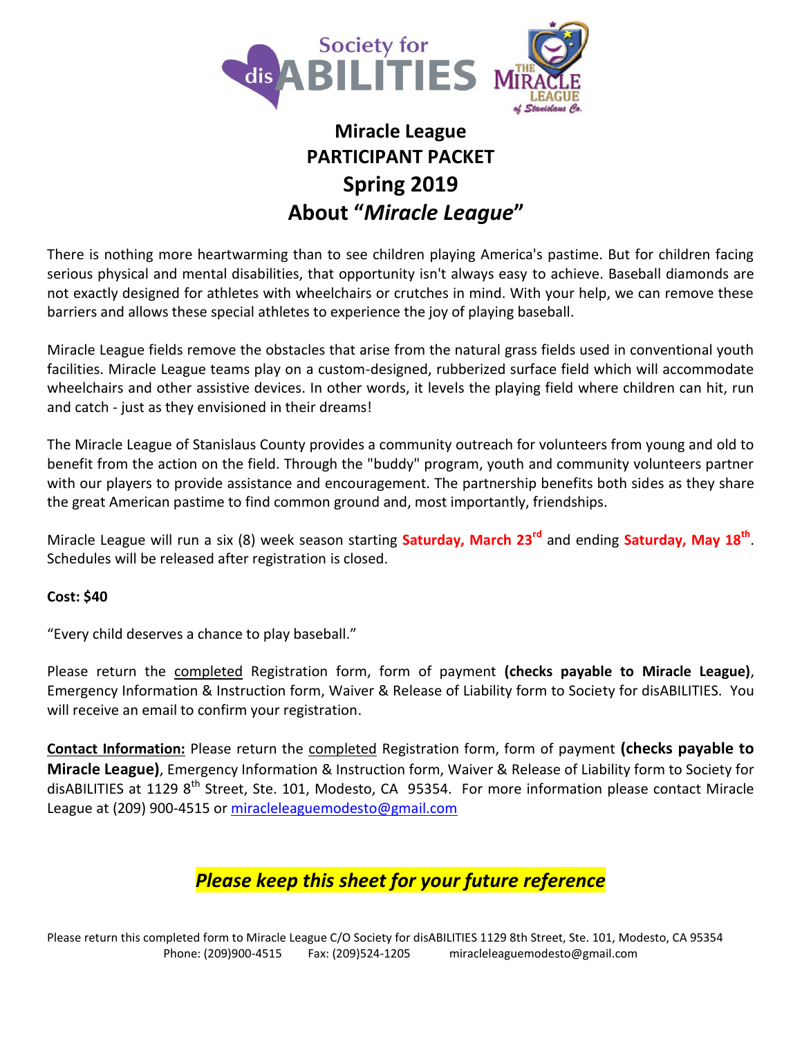# Miracle League
# PARTICIPANT PACKET
# Spring 2019
# About "*Miracle League*"

There is nothing more heartwarming than to see children playing America's pastime. But for children facing serious physical and mental disabilities, that opportunity isn't always easy to achieve. Baseball diamonds are not exactly designed for athletes with wheelchairs or crutches in mind. With your help, we can remove these barriers and allows these special athletes to experience the joy of playing baseball.

Miracle League fields remove the obstacles that arise from the natural grass fields used in conventional youth facilities. Miracle League teams play on a custom-designed, rubberized surface field which will accommodate wheelchairs and other assistive devices. In other words, it levels the playing field where children can hit, run and catch - just as they envisioned in their dreams!

The Miracle League of Stanislaus County provides a community outreach for volunteers from young and old to benefit from the action on the field. Through the "buddy" program, youth and community volunteers partner with our players to provide assistance and encouragement. The partnership benefits both sides as they share the great American pastime to find common ground and, most importantly, friendships.

Miracle League will run a six (8) week season starting **Saturday, March 23rd** and ending **Saturday, May 18th**. Schedules will be released after registration is closed.

**Cost: $40**

"Every child deserves a chance to play baseball."

Please return the completed Registration form, form of payment **(checks payable to Miracle League)**, Emergency Information & Instruction form, Waiver & Release of Liability form to Society for disABILITIES. You will receive an email to confirm your registration.

**Contact Information:** Please return the completed Registration form, form of payment **(checks payable to Miracle League)**, Emergency Information & Instruction form, Waiver & Release of Liability form to Society for disABILITIES at 1129 8th Street, Ste. 101, Modesto, CA 95354. For more information please contact Miracle League at (209) 900-4515 or miracleleaguemodesto@gmail.com

***Please keep this sheet for your future reference***

Please return this completed form to Miracle League C/O Society for disABILITIES 1129 8th Street, Ste. 101, Modesto, CA 95354
Phone: (209)900-4515 Fax: (209)524-1205 miracleleaguemodesto@gmail.com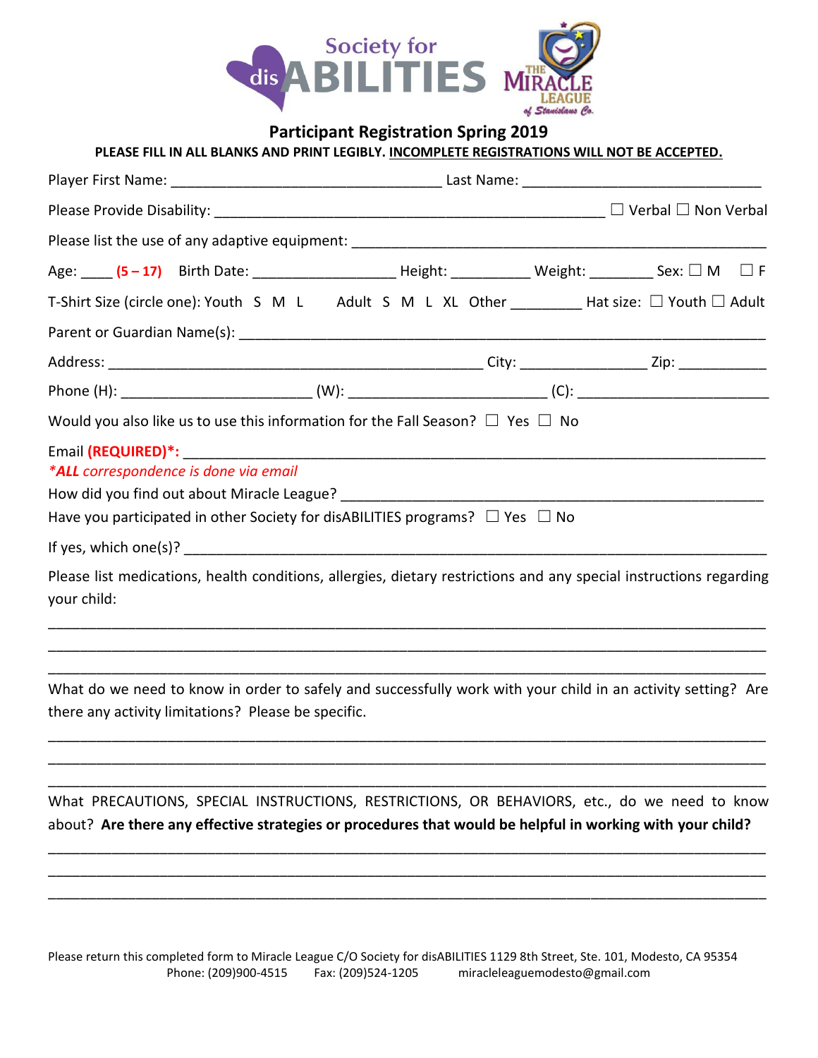Society for disABILITIES

THE MIRACLE LEAGUE of Stanislaus Co.

# Participant Registration Spring 2019

**PLEASE FILL IN ALL BLANKS AND PRINT LEGIBLY. INCOMPLETE REGISTRATIONS WILL NOT BE ACCEPTED.**

Player First Name: ________________________________ Last Name: ____________________________

Please Provide Disability: ______________________________________________ ☐ Verbal ☐ Non Verbal

Please list the use of any adaptive equipment: _______________________________________________

Age: ____ **(5 – 17)** Birth Date: _________________ Height: __________ Weight: ________ Sex: ☐ M ☐ F

T-Shirt Size (circle one): Youth S M L Adult S M L XL Other _________ Hat size: ☐ Youth ☐ Adult

Parent or Guardian Name(s): _____________________________________________________________

Address: ____________________________________________ City: _______________ Zip: ___________

Phone (H): _______________________ (W): _______________________ (C): _______________________

Would you also like us to use this information for the Fall Season? ☐ Yes ☐ No

Email **(REQUIRED)*:** _________________________________________________________________

*\*ALL correspondence is done via email*

How did you find out about Miracle League? ____________________________________________

Have you participated in other Society for disABILITIES programs? ☐ Yes ☐ No

If yes, which one(s)? ____________________________________________________________________

Please list medications, health conditions, allergies, dietary restrictions and any special instructions regarding your child:

___________________________________________________________________________________

___________________________________________________________________________________

___________________________________________________________________________________

What do we need to know in order to safely and successfully work with your child in an activity setting? Are there any activity limitations? Please be specific.

___________________________________________________________________________________

___________________________________________________________________________________

___________________________________________________________________________________

What PRECAUTIONS, SPECIAL INSTRUCTIONS, RESTRICTIONS, OR BEHAVIORS, etc., do we need to know about? **Are there any effective strategies or procedures that would be helpful in working with your child?**

___________________________________________________________________________________

___________________________________________________________________________________

___________________________________________________________________________________

Please return this completed form to Miracle League C/O Society for disABILITIES 1129 8th Street, Ste. 101, Modesto, CA 95354
Phone: (209)900-4515 Fax: (209)524-1205 miracleleaguemodesto@gmail.com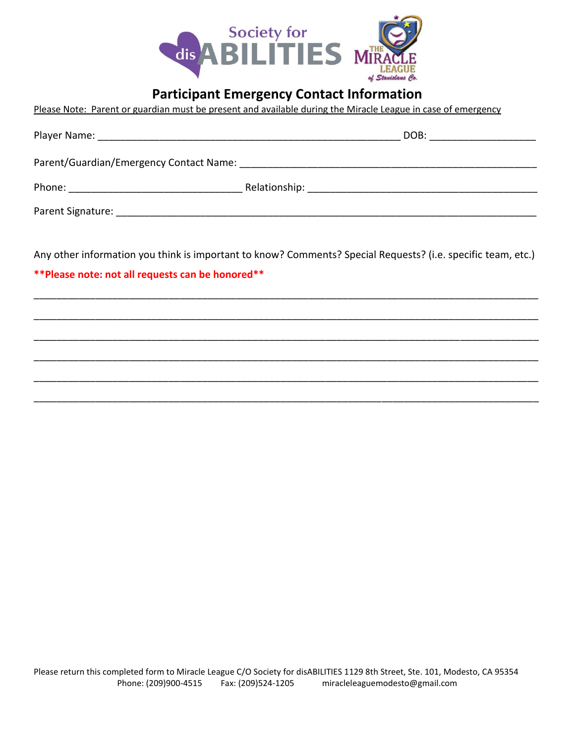Society for disABILITIES

THE MIRACLE LEAGUE of Stanislaus Co.

## Participant Emergency Contact Information

Please Note: Parent or guardian must be present and available during the Miracle League in case of emergency

Player Name: ________________________________________________ DOB: ________________

Parent/Guardian/Emergency Contact Name: ______________________________________________

Phone: ________________________ Relationship: ________________________________

Parent Signature: ____________________________________________________________

Any other information you think is important to know? Comments? Special Requests? (i.e. specific team, etc.)

**\*\*Please note: not all requests can be honored\*\***

______________________________________________________________________________

______________________________________________________________________________

______________________________________________________________________________

______________________________________________________________________________

______________________________________________________________________________

______________________________________________________________________________

Please return this completed form to Miracle League C/O Society for disABILITIES 1129 8th Street, Ste. 101, Modesto, CA 95354
Phone: (209)900-4515 Fax: (209)524-1205 miracleleaguemodesto@gmail.com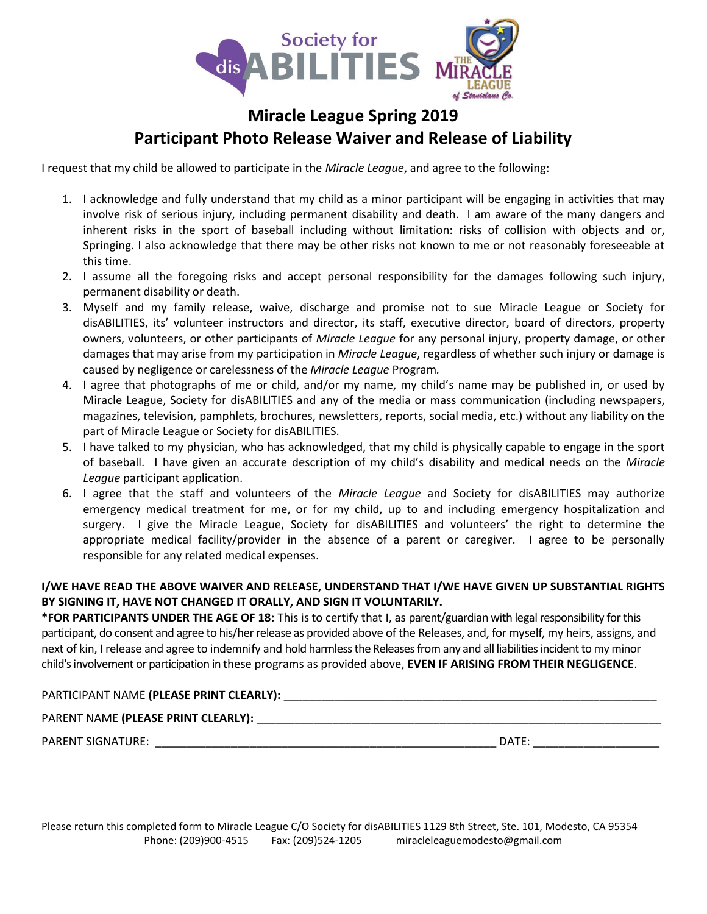Society for disABILITIES

THE MIRACLE LEAGUE of Stanislaus Co.

# Miracle League Spring 2019
## Participant Photo Release Waiver and Release of Liability

I request that my child be allowed to participate in the *Miracle League*, and agree to the following:

1. I acknowledge and fully understand that my child as a minor participant will be engaging in activities that may involve risk of serious injury, including permanent disability and death. I am aware of the many dangers and inherent risks in the sport of baseball including without limitation: risks of collision with objects and or, Springing. I also acknowledge that there may be other risks not known to me or not reasonably foreseeable at this time.
2. I assume all the foregoing risks and accept personal responsibility for the damages following such injury, permanent disability or death.
3. Myself and my family release, waive, discharge and promise not to sue Miracle League or Society for disABILITIES, its' volunteer instructors and director, its staff, executive director, board of directors, property owners, volunteers, or other participants of *Miracle League* for any personal injury, property damage, or other damages that may arise from my participation in *Miracle League*, regardless of whether such injury or damage is caused by negligence or carelessness of the *Miracle League* Program*.*
4. I agree that photographs of me or child, and/or my name, my child's name may be published in, or used by Miracle League, Society for disABILITIES and any of the media or mass communication (including newspapers, magazines, television, pamphlets, brochures, newsletters, reports, social media, etc.) without any liability on the part of Miracle League or Society for disABILITIES.
5. I have talked to my physician, who has acknowledged, that my child is physically capable to engage in the sport of baseball. I have given an accurate description of my child's disability and medical needs on the *Miracle League* participant application.
6. I agree that the staff and volunteers of the *Miracle League* and Society for disABILITIES may authorize emergency medical treatment for me, or for my child, up to and including emergency hospitalization and surgery. I give the Miracle League, Society for disABILITIES and volunteers' the right to determine the appropriate medical facility/provider in the absence of a parent or caregiver. I agree to be personally responsible for any related medical expenses.

**I/WE HAVE READ THE ABOVE WAIVER AND RELEASE, UNDERSTAND THAT I/WE HAVE GIVEN UP SUBSTANTIAL RIGHTS BY SIGNING IT, HAVE NOT CHANGED IT ORALLY, AND SIGN IT VOLUNTARILY.**

**\*FOR PARTICIPANTS UNDER THE AGE OF 18:** This is to certify that I, as parent/guardian with legal responsibility for this participant, do consent and agree to his/her release as provided above of the Releases, and, for myself, my heirs, assigns, and next of kin, I release and agree to indemnify and hold harmless the Releases from any and all liabilities incident to my minor child's involvement or participation in these programs as provided above, **EVEN IF ARISING FROM THEIR NEGLIGENCE**.

PARTICIPANT NAME **(PLEASE PRINT CLEARLY):** ____________________________________________

PARENT NAME **(PLEASE PRINT CLEARLY):** ____________________________________________

PARENT SIGNATURE: ________________________________________ DATE: ____________________

Please return this completed form to Miracle League C/O Society for disABILITIES 1129 8th Street, Ste. 101, Modesto, CA 95354
Phone: (209)900-4515 Fax: (209)524-1205 miracleleaguemodesto@gmail.com